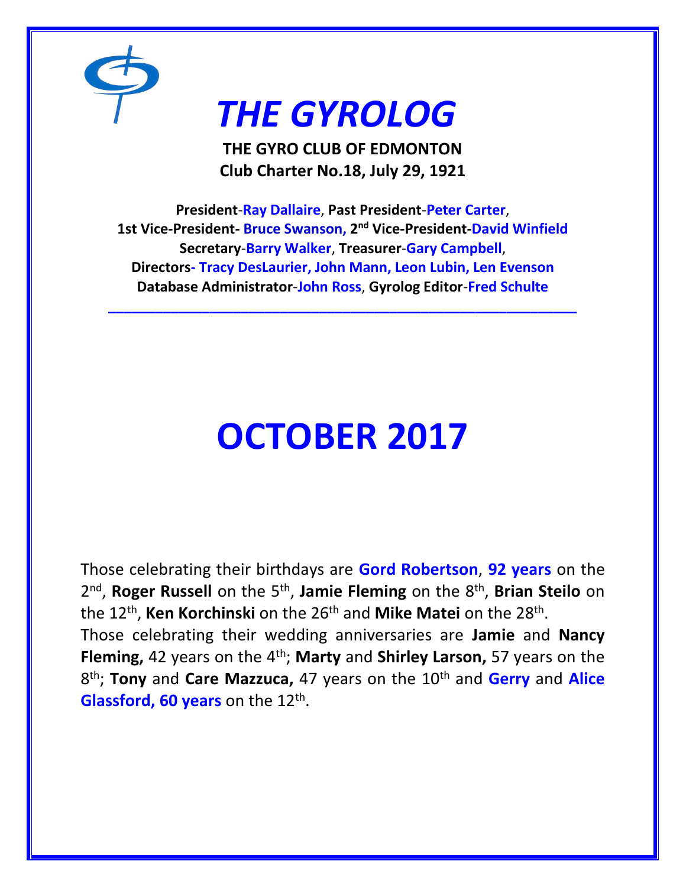# *THE GYROLOG*

**THE GYRO CLUB OF EDMONTON**
**Club Charter No.18, July 29, 1921**

**President-Ray Dallaire, Past President-Peter Carter,**
**1st Vice-President- Bruce Swanson, 2nd Vice-President-David Winfield**
**Secretary-Barry Walker, Treasurer-Gary Campbell,**
**Directors- Tracy DesLaurier, John Mann, Leon Lubin, Len Evenson**
**Database Administrator-John Ross, Gyrolog Editor-Fred Schulte**

---

# OCTOBER 2017

Those celebrating their birthdays are **Gord Robertson**, **92 years** on the 2nd, **Roger Russell** on the 5th, **Jamie Fleming** on the 8th, **Brian Steilo** on the 12th, **Ken Korchinski** on the 26th and **Mike Matei** on the 28th.
Those celebrating their wedding anniversaries are **Jamie** and **Nancy Fleming,** 42 years on the 4th; **Marty** and **Shirley Larson,** 57 years on the 8th; **Tony** and **Care Mazzuca,** 47 years on the 10th and **Gerry** and **Alice Glassford, 60 years** on the 12th.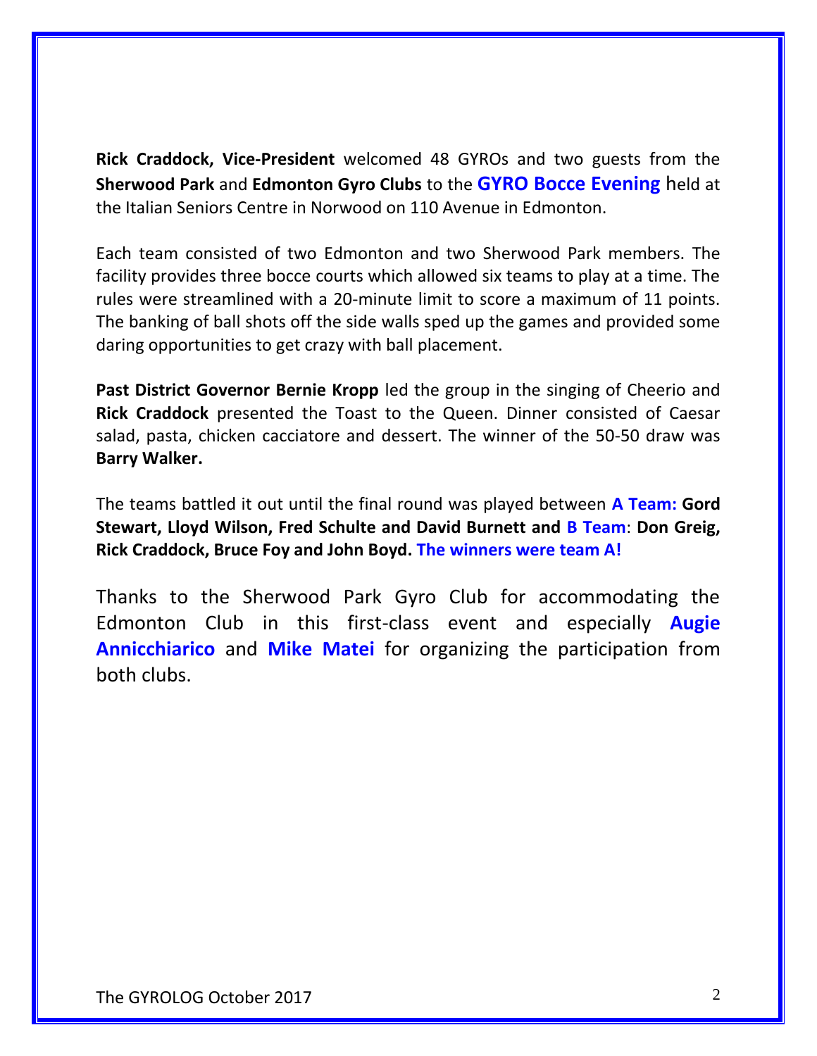**Rick Craddock, Vice-President** welcomed 48 GYROs and two guests from the **Sherwood Park** and **Edmonton Gyro Clubs** to the **GYRO Bocce Evening** held at the Italian Seniors Centre in Norwood on 110 Avenue in Edmonton.

Each team consisted of two Edmonton and two Sherwood Park members. The facility provides three bocce courts which allowed six teams to play at a time. The rules were streamlined with a 20-minute limit to score a maximum of 11 points. The banking of ball shots off the side walls sped up the games and provided some daring opportunities to get crazy with ball placement.

**Past District Governor Bernie Kropp** led the group in the singing of Cheerio and **Rick Craddock** presented the Toast to the Queen. Dinner consisted of Caesar salad, pasta, chicken cacciatore and dessert. The winner of the 50-50 draw was **Barry Walker.**

The teams battled it out until the final round was played between **A Team: Gord Stewart, Lloyd Wilson, Fred Schulte and David Burnett and B Team**: **Don Greig, Rick Craddock, Bruce Foy and John Boyd. The winners were team A!**

Thanks to the Sherwood Park Gyro Club for accommodating the Edmonton Club in this first-class event and especially **Augie Annicchiarico** and **Mike Matei** for organizing the participation from both clubs.

The GYROLOG October 2017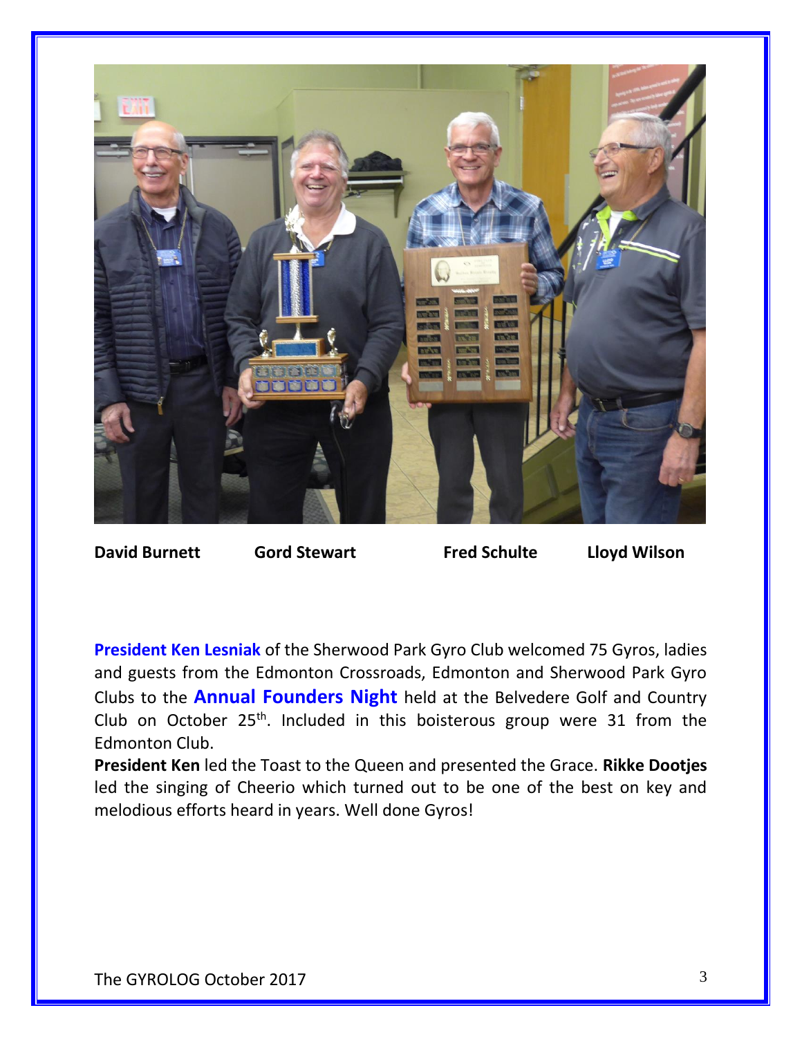**David Burnett** **Gord Stewart** **Fred Schulte** **Lloyd Wilson**

**President Ken Lesniak** of the Sherwood Park Gyro Club welcomed 75 Gyros, ladies and guests from the Edmonton Crossroads, Edmonton and Sherwood Park Gyro Clubs to the **Annual Founders Night** held at the Belvedere Golf and Country Club on October 25th. Included in this boisterous group were 31 from the Edmonton Club.

**President Ken** led the Toast to the Queen and presented the Grace. **Rikke Dootjes** led the singing of Cheerio which turned out to be one of the best on key and melodious efforts heard in years. Well done Gyros!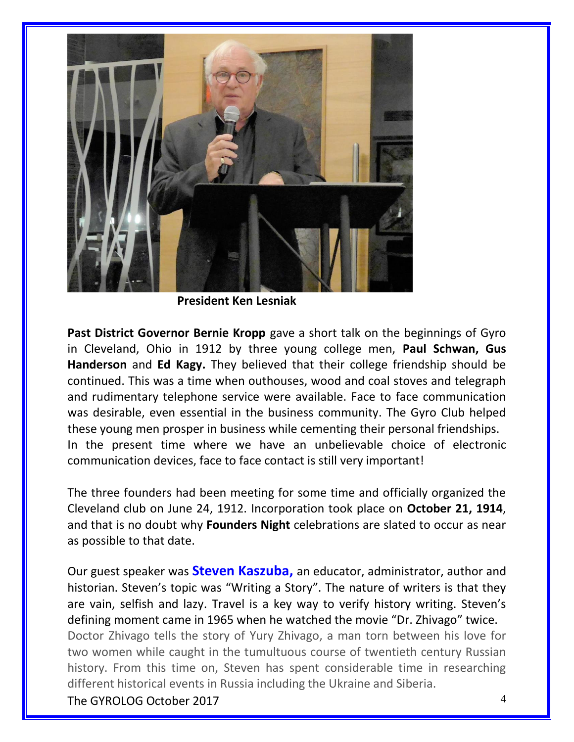**President Ken Lesniak**

**Past District Governor Bernie Kropp** gave a short talk on the beginnings of Gyro in Cleveland, Ohio in 1912 by three young college men, **Paul Schwan, Gus Handerson** and **Ed Kagy.** They believed that their college friendship should be continued. This was a time when outhouses, wood and coal stoves and telegraph and rudimentary telephone service were available. Face to face communication was desirable, even essential in the business community. The Gyro Club helped these young men prosper in business while cementing their personal friendships. In the present time where we have an unbelievable choice of electronic communication devices, face to face contact is still very important!

The three founders had been meeting for some time and officially organized the Cleveland club on June 24, 1912. Incorporation took place on **October 21, 1914**, and that is no doubt why **Founders Night** celebrations are slated to occur as near as possible to that date.

Our guest speaker was **Steven Kaszuba,** an educator, administrator, author and historian. Steven's topic was "Writing a Story". The nature of writers is that they are vain, selfish and lazy. Travel is a key way to verify history writing. Steven's defining moment came in 1965 when he watched the movie "Dr. Zhivago" twice. Doctor Zhivago tells the story of Yury Zhivago, a man torn between his love for two women while caught in the tumultuous course of twentieth century Russian history. From this time on, Steven has spent considerable time in researching different historical events in Russia including the Ukraine and Siberia.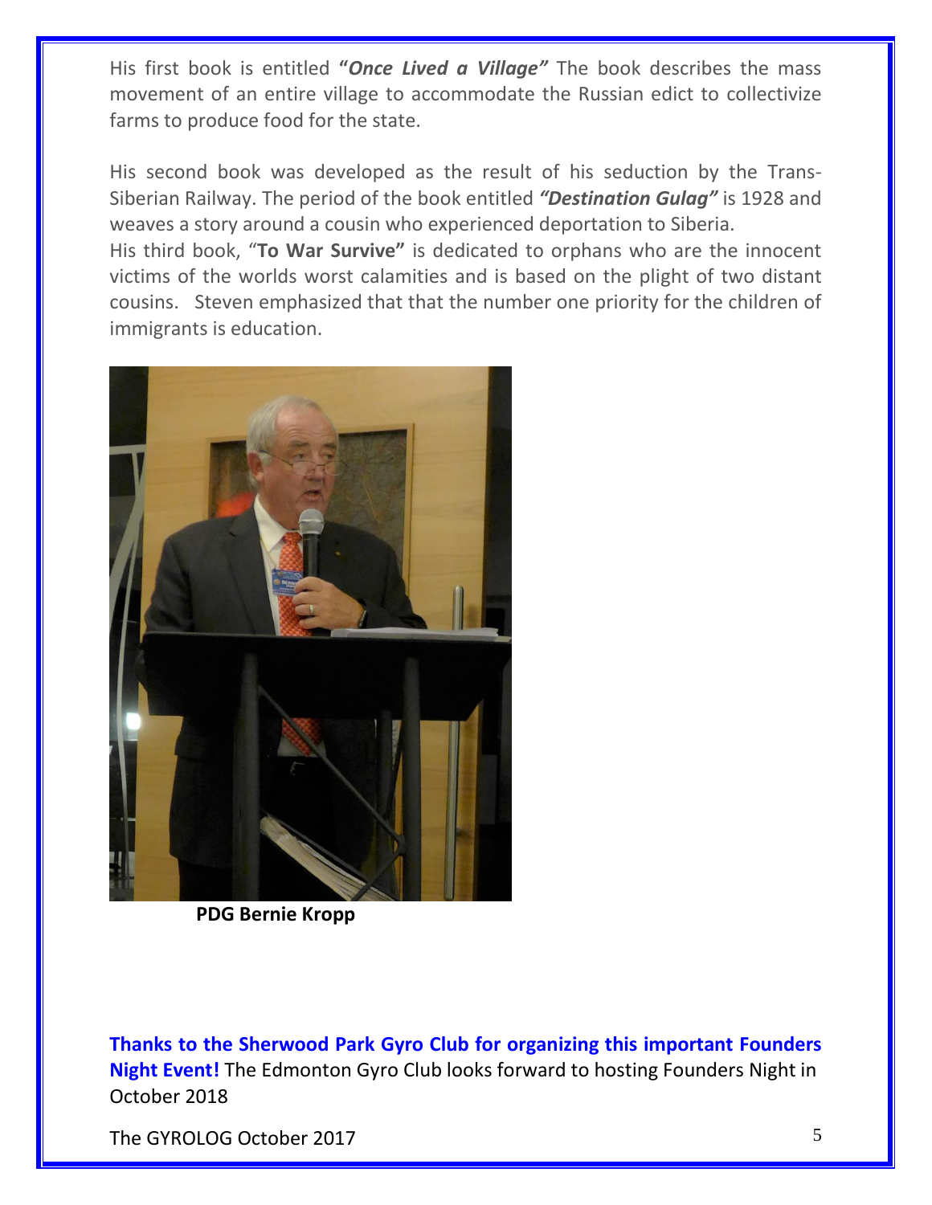His first book is entitled **"*Once Lived a Village*"** The book describes the mass movement of an entire village to accommodate the Russian edict to collectivize farms to produce food for the state.

His second book was developed as the result of his seduction by the Trans-Siberian Railway. The period of the book entitled ***"Destination Gulag"*** is 1928 and weaves a story around a cousin who experienced deportation to Siberia.
His third book, "**To War Survive"** is dedicated to orphans who are the innocent victims of the worlds worst calamities and is based on the plight of two distant cousins. Steven emphasized that that the number one priority for the children of immigrants is education.

**PDG Bernie Kropp**

**Thanks to the Sherwood Park Gyro Club for organizing this important Founders Night Event!** The Edmonton Gyro Club looks forward to hosting Founders Night in October 2018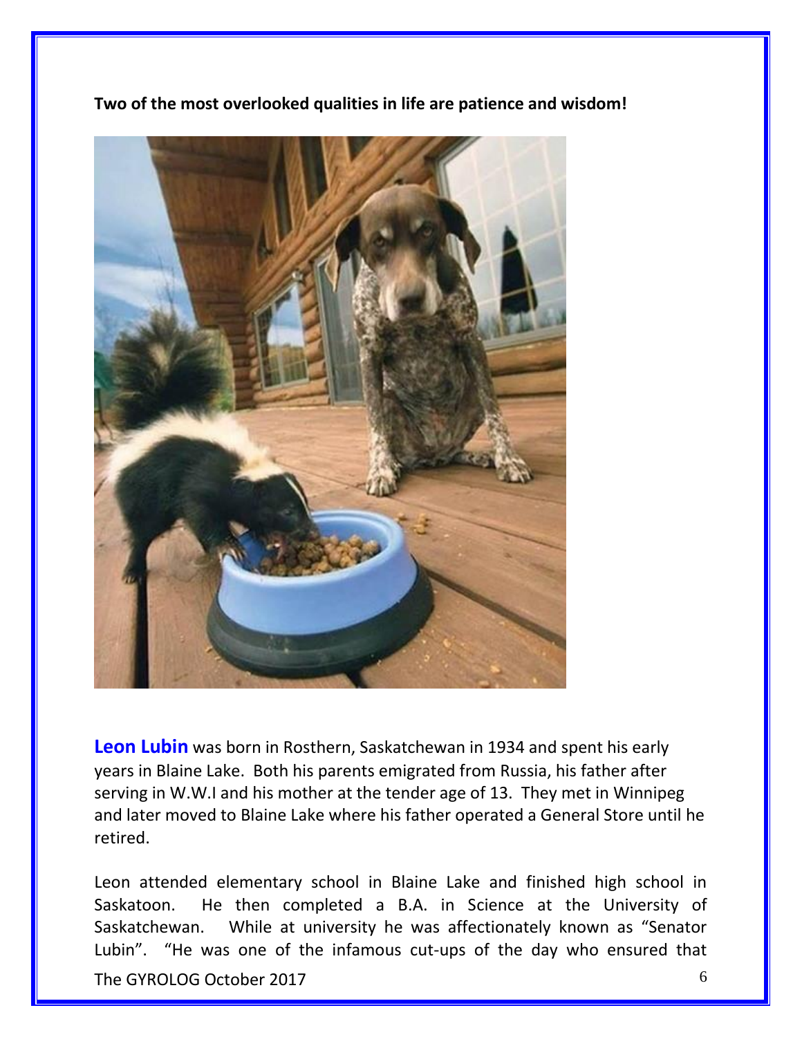**Two of the most overlooked qualities in life are patience and wisdom!**

**Leon Lubin** was born in Rosthern, Saskatchewan in 1934 and spent his early years in Blaine Lake. Both his parents emigrated from Russia, his father after serving in W.W.I and his mother at the tender age of 13. They met in Winnipeg and later moved to Blaine Lake where his father operated a General Store until he retired.

Leon attended elementary school in Blaine Lake and finished high school in Saskatoon. He then completed a B.A. in Science at the University of Saskatchewan. While at university he was affectionately known as "Senator Lubin". "He was one of the infamous cut-ups of the day who ensured that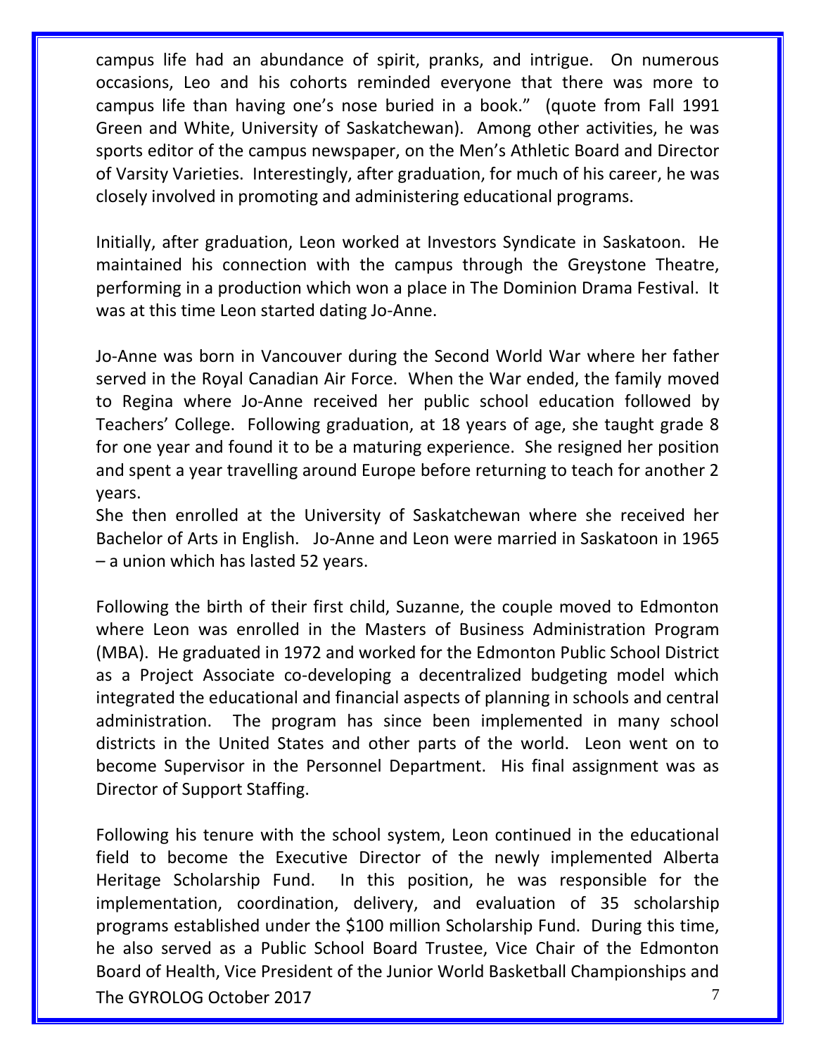campus life had an abundance of spirit, pranks, and intrigue. On numerous occasions, Leo and his cohorts reminded everyone that there was more to campus life than having one's nose buried in a book." (quote from Fall 1991 Green and White, University of Saskatchewan). Among other activities, he was sports editor of the campus newspaper, on the Men's Athletic Board and Director of Varsity Varieties. Interestingly, after graduation, for much of his career, he was closely involved in promoting and administering educational programs.

Initially, after graduation, Leon worked at Investors Syndicate in Saskatoon. He maintained his connection with the campus through the Greystone Theatre, performing in a production which won a place in The Dominion Drama Festival. It was at this time Leon started dating Jo-Anne.

Jo-Anne was born in Vancouver during the Second World War where her father served in the Royal Canadian Air Force. When the War ended, the family moved to Regina where Jo-Anne received her public school education followed by Teachers' College. Following graduation, at 18 years of age, she taught grade 8 for one year and found it to be a maturing experience. She resigned her position and spent a year travelling around Europe before returning to teach for another 2 years.
She then enrolled at the University of Saskatchewan where she received her Bachelor of Arts in English. Jo-Anne and Leon were married in Saskatoon in 1965 – a union which has lasted 52 years.

Following the birth of their first child, Suzanne, the couple moved to Edmonton where Leon was enrolled in the Masters of Business Administration Program (MBA). He graduated in 1972 and worked for the Edmonton Public School District as a Project Associate co-developing a decentralized budgeting model which integrated the educational and financial aspects of planning in schools and central administration. The program has since been implemented in many school districts in the United States and other parts of the world. Leon went on to become Supervisor in the Personnel Department. His final assignment was as Director of Support Staffing.

Following his tenure with the school system, Leon continued in the educational field to become the Executive Director of the newly implemented Alberta Heritage Scholarship Fund. In this position, he was responsible for the implementation, coordination, delivery, and evaluation of 35 scholarship programs established under the $100 million Scholarship Fund. During this time, he also served as a Public School Board Trustee, Vice Chair of the Edmonton Board of Health, Vice President of the Junior World Basketball Championships and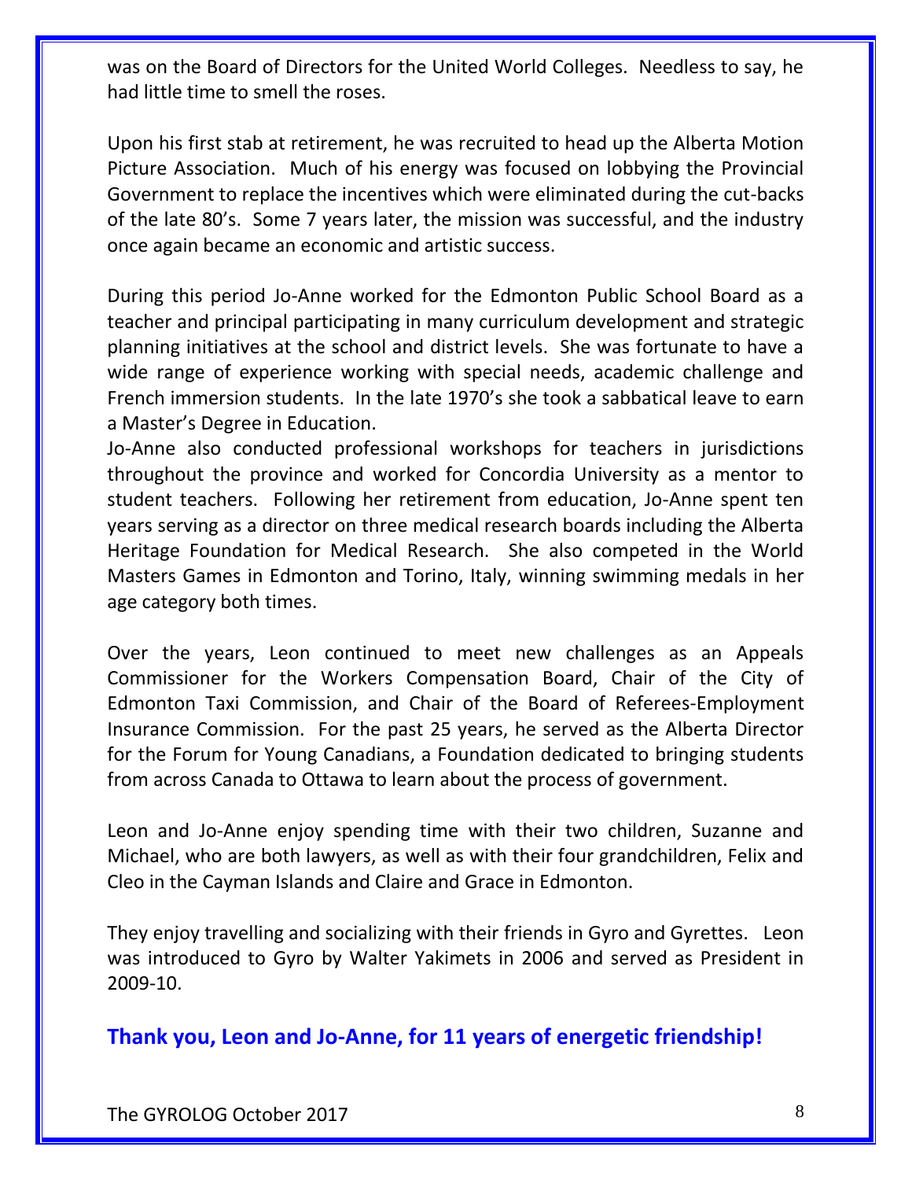was on the Board of Directors for the United World Colleges. Needless to say, he had little time to smell the roses.

Upon his first stab at retirement, he was recruited to head up the Alberta Motion Picture Association. Much of his energy was focused on lobbying the Provincial Government to replace the incentives which were eliminated during the cut-backs of the late 80's. Some 7 years later, the mission was successful, and the industry once again became an economic and artistic success.

During this period Jo-Anne worked for the Edmonton Public School Board as a teacher and principal participating in many curriculum development and strategic planning initiatives at the school and district levels. She was fortunate to have a wide range of experience working with special needs, academic challenge and French immersion students. In the late 1970's she took a sabbatical leave to earn a Master's Degree in Education.

Jo-Anne also conducted professional workshops for teachers in jurisdictions throughout the province and worked for Concordia University as a mentor to student teachers. Following her retirement from education, Jo-Anne spent ten years serving as a director on three medical research boards including the Alberta Heritage Foundation for Medical Research. She also competed in the World Masters Games in Edmonton and Torino, Italy, winning swimming medals in her age category both times.

Over the years, Leon continued to meet new challenges as an Appeals Commissioner for the Workers Compensation Board, Chair of the City of Edmonton Taxi Commission, and Chair of the Board of Referees-Employment Insurance Commission. For the past 25 years, he served as the Alberta Director for the Forum for Young Canadians, a Foundation dedicated to bringing students from across Canada to Ottawa to learn about the process of government.

Leon and Jo-Anne enjoy spending time with their two children, Suzanne and Michael, who are both lawyers, as well as with their four grandchildren, Felix and Cleo in the Cayman Islands and Claire and Grace in Edmonton.

They enjoy travelling and socializing with their friends in Gyro and Gyrettes. Leon was introduced to Gyro by Walter Yakimets in 2006 and served as President in 2009-10.

**Thank you, Leon and Jo-Anne, for 11 years of energetic friendship!**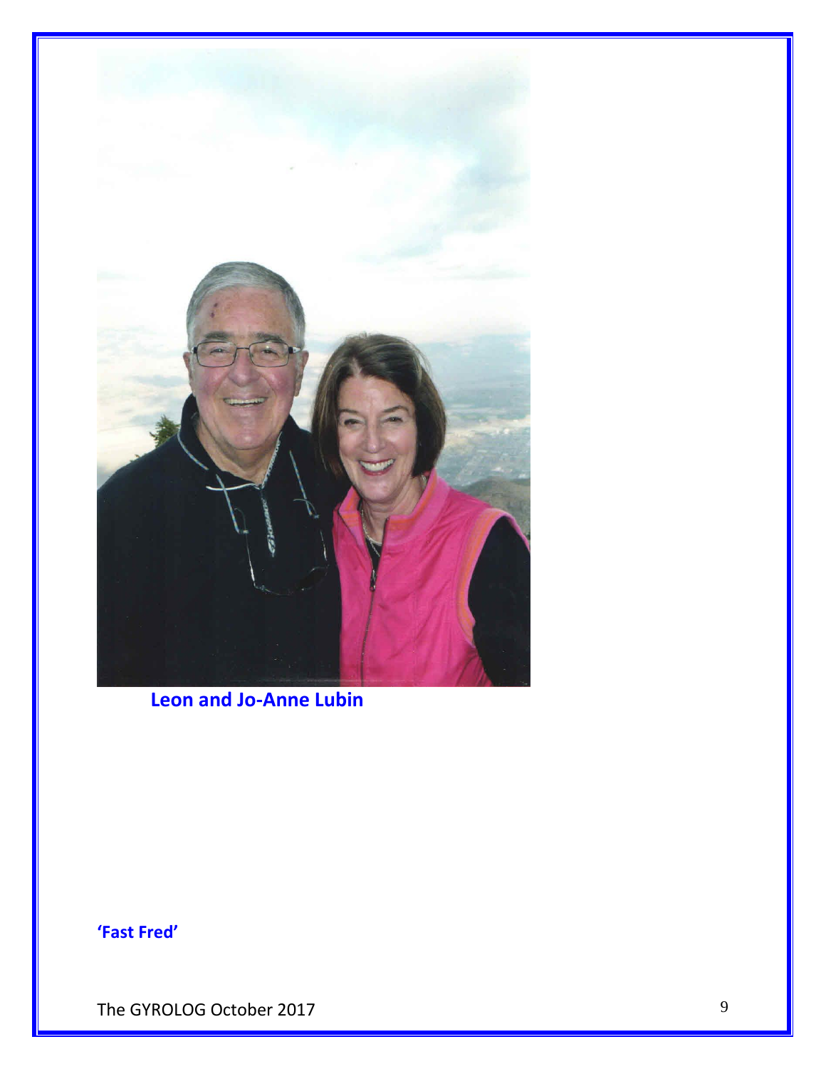**Leon and Jo-Anne Lubin**

**'Fast Fred'**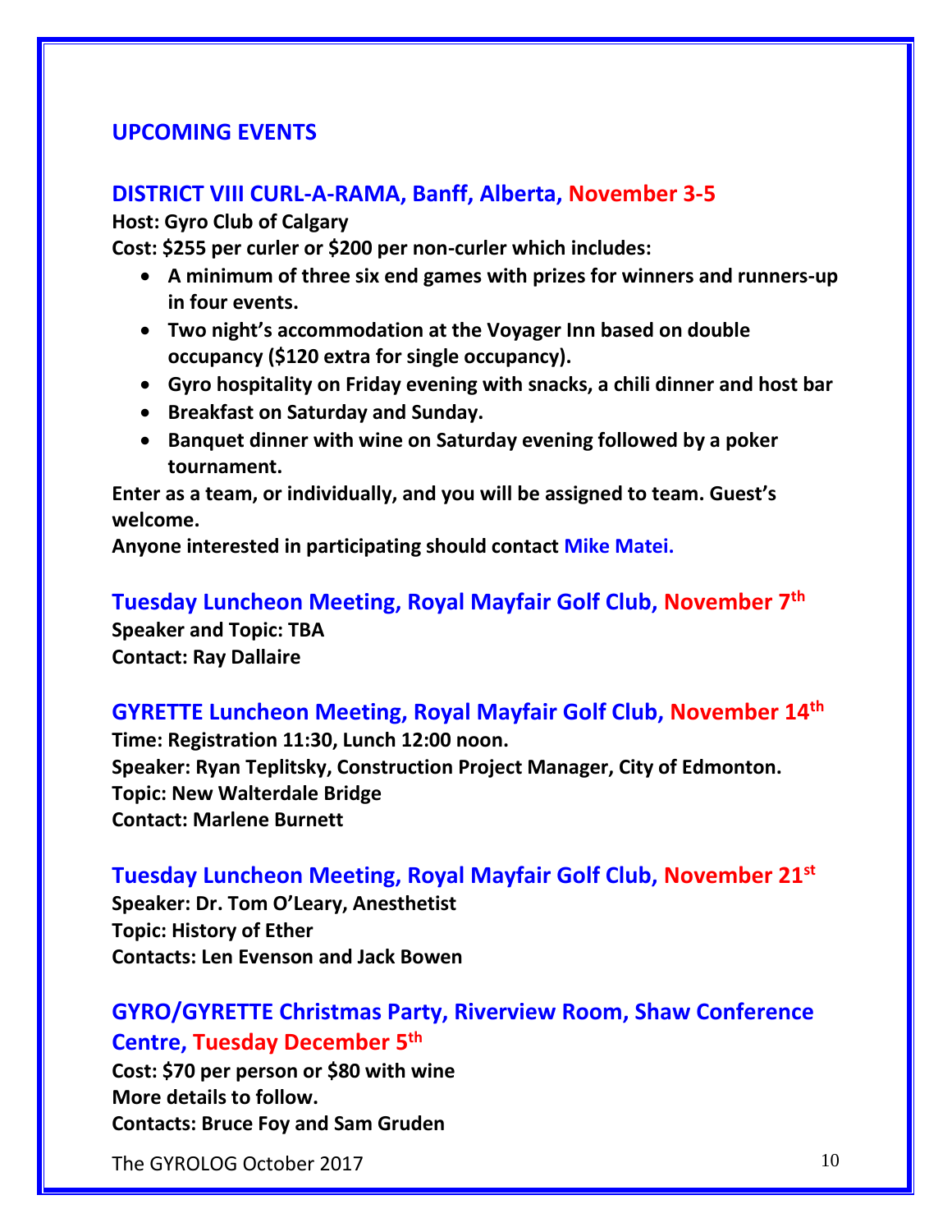## UPCOMING EVENTS

### DISTRICT VIII CURL-A-RAMA, Banff, Alberta, November 3-5

**Host: Gyro Club of Calgary**

**Cost: $255 per curler or $200 per non-curler which includes:**

- **A minimum of three six end games with prizes for winners and runners-up in four events.**
- **Two night's accommodation at the Voyager Inn based on double occupancy ($120 extra for single occupancy).**
- **Gyro hospitality on Friday evening with snacks, a chili dinner and host bar**
- **Breakfast on Saturday and Sunday.**
- **Banquet dinner with wine on Saturday evening followed by a poker tournament.**

**Enter as a team, or individually, and you will be assigned to team. Guest's welcome.**

**Anyone interested in participating should contact Mike Matei.**

### Tuesday Luncheon Meeting, Royal Mayfair Golf Club, November 7th

**Speaker and Topic: TBA**
**Contact: Ray Dallaire**

### GYRETTE Luncheon Meeting, Royal Mayfair Golf Club, November 14th

**Time: Registration 11:30, Lunch 12:00 noon.**
**Speaker: Ryan Teplitsky, Construction Project Manager, City of Edmonton.**
**Topic: New Walterdale Bridge**
**Contact: Marlene Burnett**

### Tuesday Luncheon Meeting, Royal Mayfair Golf Club, November 21st

**Speaker: Dr. Tom O'Leary, Anesthetist**
**Topic: History of Ether**
**Contacts: Len Evenson and Jack Bowen**

### GYRO/GYRETTE Christmas Party, Riverview Room, Shaw Conference Centre, Tuesday December 5th

**Cost: $70 per person or $80 with wine**
**More details to follow.**
**Contacts: Bruce Foy and Sam Gruden**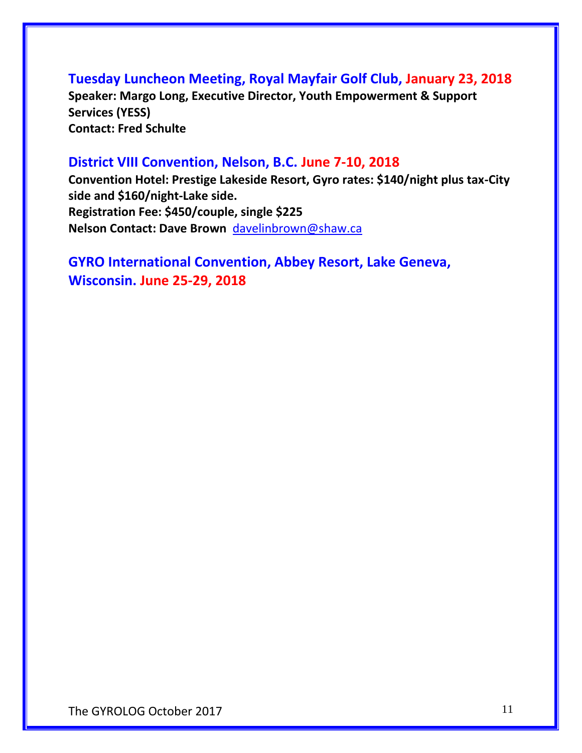### Tuesday Luncheon Meeting, Royal Mayfair Golf Club, January 23, 2018

**Speaker: Margo Long, Executive Director, Youth Empowerment & Support Services (YESS)**
**Contact: Fred Schulte**

### District VIII Convention, Nelson, B.C. June 7-10, 2018

**Convention Hotel: Prestige Lakeside Resort, Gyro rates: $140/night plus tax-City side and $160/night-Lake side.**
**Registration Fee: $450/couple, single $225**
**Nelson Contact: Dave Brown** davelinbrown@shaw.ca

### GYRO International Convention, Abbey Resort, Lake Geneva, Wisconsin. June 25-29, 2018